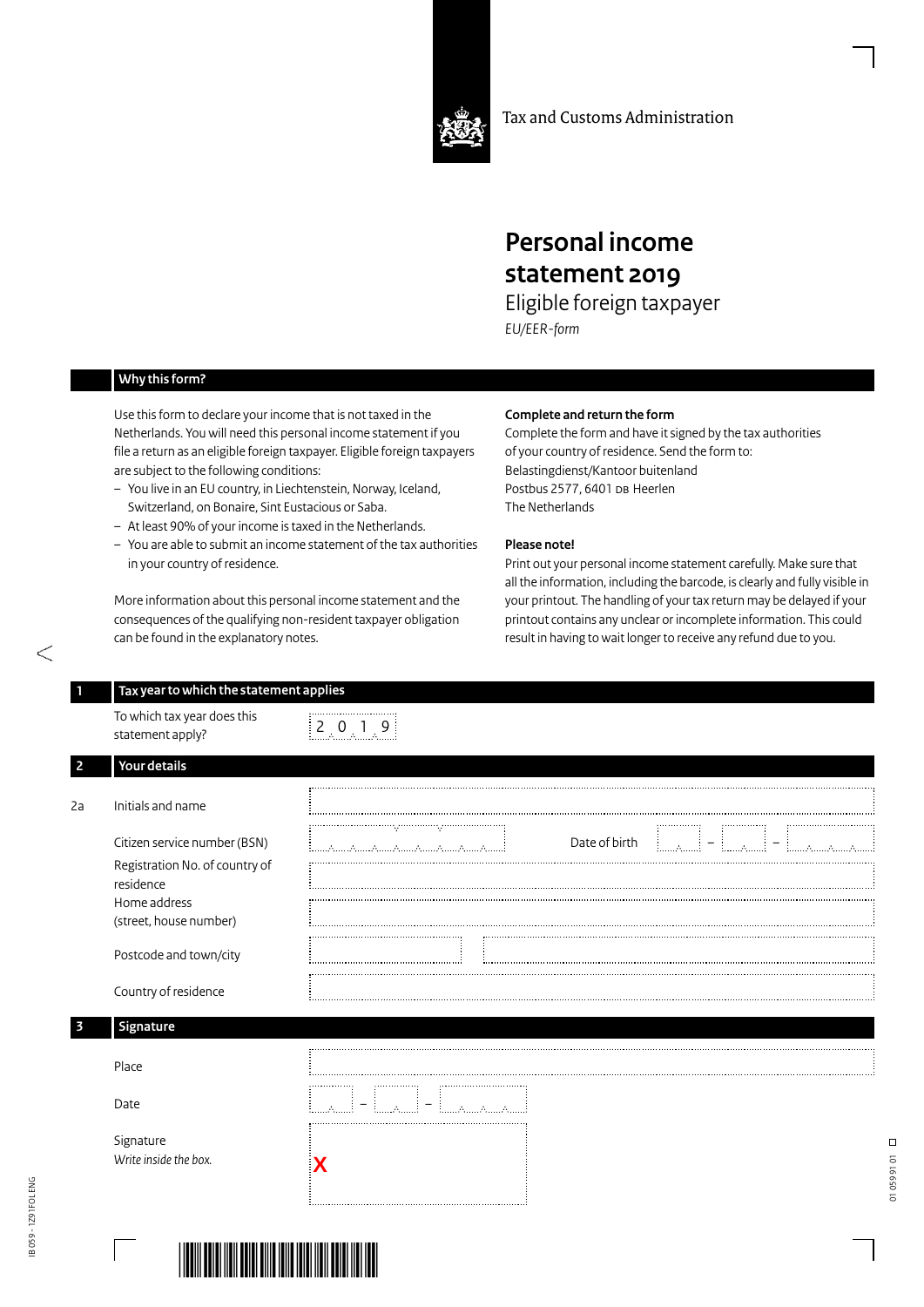Tax and Customs Administration

# Personal income statement 2019

## Eligible foreign taxpayer

*EU/EER-form*

### Why this form?

Use this form to declare your income that is not taxed in the Netherlands. You will need this personal income statement if you file a return as an eligible foreign taxpayer. Eligible foreign taxpayers are subject to the following conditions:

- You live in an EU country, in Liechtenstein, Norway, Iceland, Switzerland, on Bonaire, Sint Eustacious or Saba.
- At least 90% of your income is taxed in the Netherlands.
- You are able to submit an income statement of the tax authorities in your country of residence.

More information about this personal income statement and the consequences of the qualifying non-resident taxpayer obligation can be found in the explanatory notes.

**Complete and return the form**

Complete the form and have it signed by the tax authorities of your country of residence. Send the form to:
Belastingdienst/Kantoor buitenland
Postbus 2577, 6401 DB Heerlen
The Netherlands

**Please note!**

Print out your personal income statement carefully. Make sure that all the information, including the barcode, is clearly and fully visible in your printout. The handling of your tax return may be delayed if your printout contains any unclear or incomplete information. This could result in having to wait longer to receive any refund due to you.

### 1 Tax year to which the statement applies

To which tax year does this statement apply? 2019

### 2 Your details

2a Initials and name ______

Citizen service number (BSN) ______ Date of birth __ – __ – ____

Registration No. of country of residence ______

Home address (street, house number) ______

Postcode and town/city ______ ______

Country of residence ______

### 3 Signature

Place ______

Date __ – __ – ____

Signature
*Write inside the box.*

X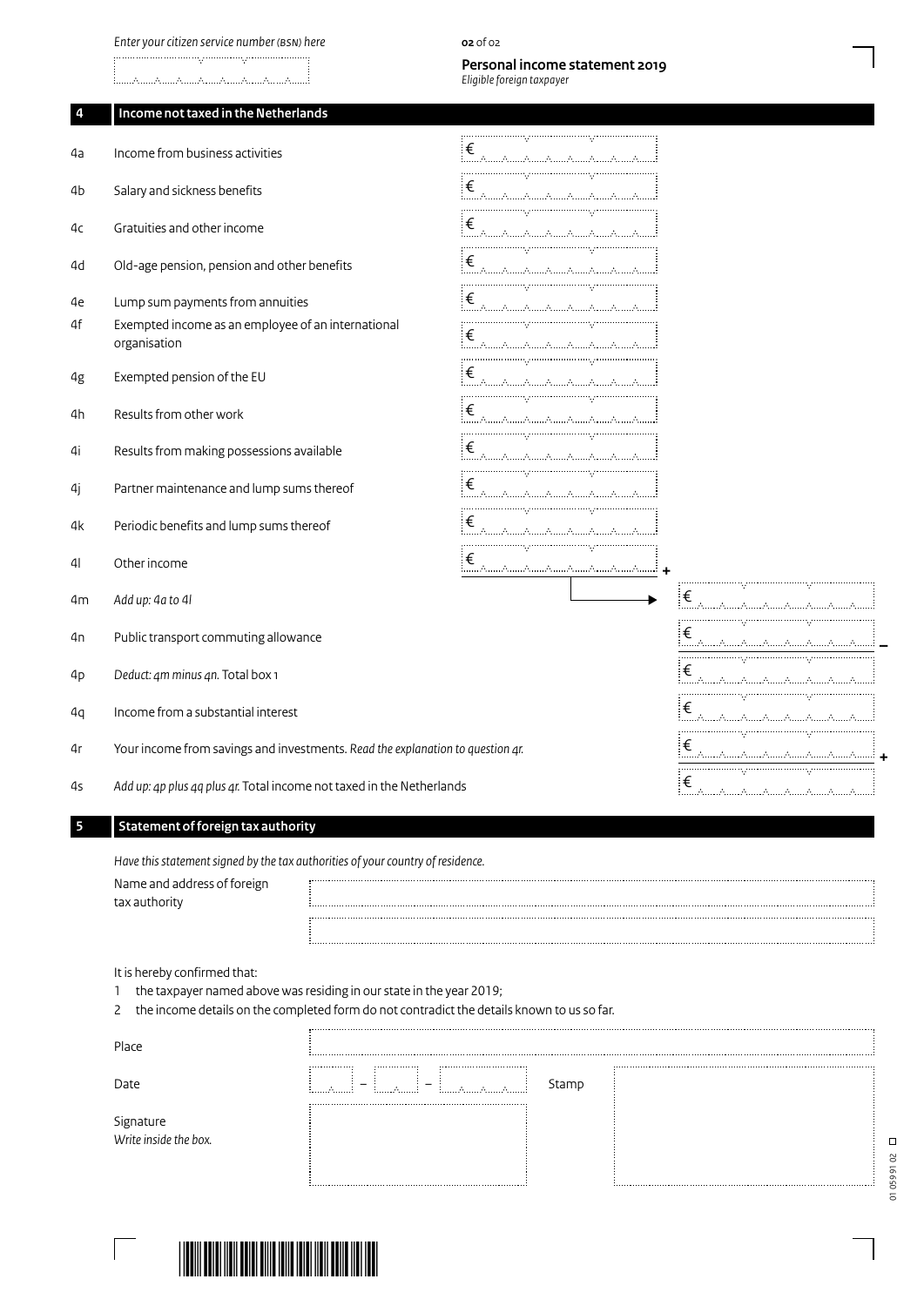Enter your citizen service number (BSN) here

**Personal income statement 2019**
*Eligible foreign taxpayer*

## 4 Income not taxed in the Netherlands

| | | | |
|---|---|---|---|
| 4a | Income from business activities | € | |
| 4b | Salary and sickness benefits | € | |
| 4c | Gratuities and other income | € | |
| 4d | Old-age pension, pension and other benefits | € | |
| 4e | Lump sum payments from annuities | € | |
| 4f | Exempted income as an employee of an international organisation | € | |
| 4g | Exempted pension of the EU | € | |
| 4h | Results from other work | € | |
| 4i | Results from making possessions available | € | |
| 4j | Partner maintenance and lump sums thereof | € | |
| 4k | Periodic benefits and lump sums thereof | € | |
| 4l | Other income | € + | |
| 4m | *Add up: 4a to 4l* | | € |
| 4n | Public transport commuting allowance | | € – |
| 4p | *Deduct: 4m minus 4n.* Total box 1 | | € |
| 4q | Income from a substantial interest | | € |
| 4r | Your income from savings and investments. *Read the explanation to question 4r.* | | € + |
| 4s | *Add up: 4p plus 4q plus 4r.* Total income not taxed in the Netherlands | | € |

## 5 Statement of foreign tax authority

*Have this statement signed by the tax authorities of your country of residence.*

Name and address of foreign tax authority

It is hereby confirmed that:

1. the taxpayer named above was residing in our state in the year 2019;
2. the income details on the completed form do not contradict the details known to us so far.

Place

Date – – Stamp

Signature
*Write inside the box.*